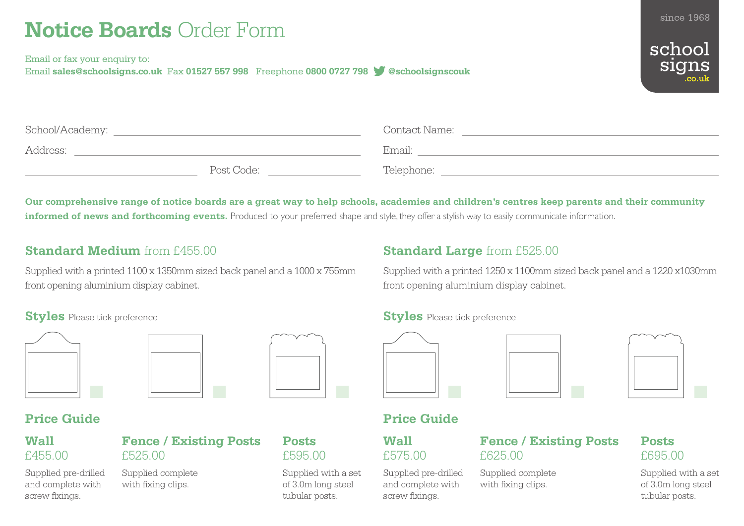# **Notice Boards** Order Form

Email or fax your enquiry to:
Email **sales@schoolsigns.co.uk** Fax **01527 557 998** Freephone **0800 0727 798** **@schoolsignscouk**

since 1968
school signs .co.uk

School/Academy: ______________________ Contact Name: ______________________

Address: ______________________ Email: ______________________

______________________ Post Code: __________ Telephone: ______________________

**Our comprehensive range of notice boards are a great way to help schools, academies and children's centres keep parents and their community informed of news and forthcoming events.** Produced to your preferred shape and style, they offer a stylish way to easily communicate information.

## **Standard Medium** from £455.00

Supplied with a printed 1100 x 1350mm sized back panel and a 1000 x 755mm front opening aluminium display cabinet.

### **Styles** Please tick preference

☐ ☐ ☐

### Price Guide

**Wall**
£455.00
Supplied pre-drilled and complete with screw fixings.

**Fence / Existing Posts**
£525.00
Supplied complete with fixing clips.

**Posts**
£595.00
Supplied with a set of 3.0m long steel tubular posts.

## **Standard Large** from £525.00

Supplied with a printed 1250 x 1100mm sized back panel and a 1220 x1030mm front opening aluminium display cabinet.

### **Styles** Please tick preference

☐ ☐ ☐

### Price Guide

**Wall**
£575.00
Supplied pre-drilled and complete with screw fixings.

**Fence / Existing Posts**
£625.00
Supplied complete with fixing clips.

**Posts**
£695.00
Supplied with a set of 3.0m long steel tubular posts.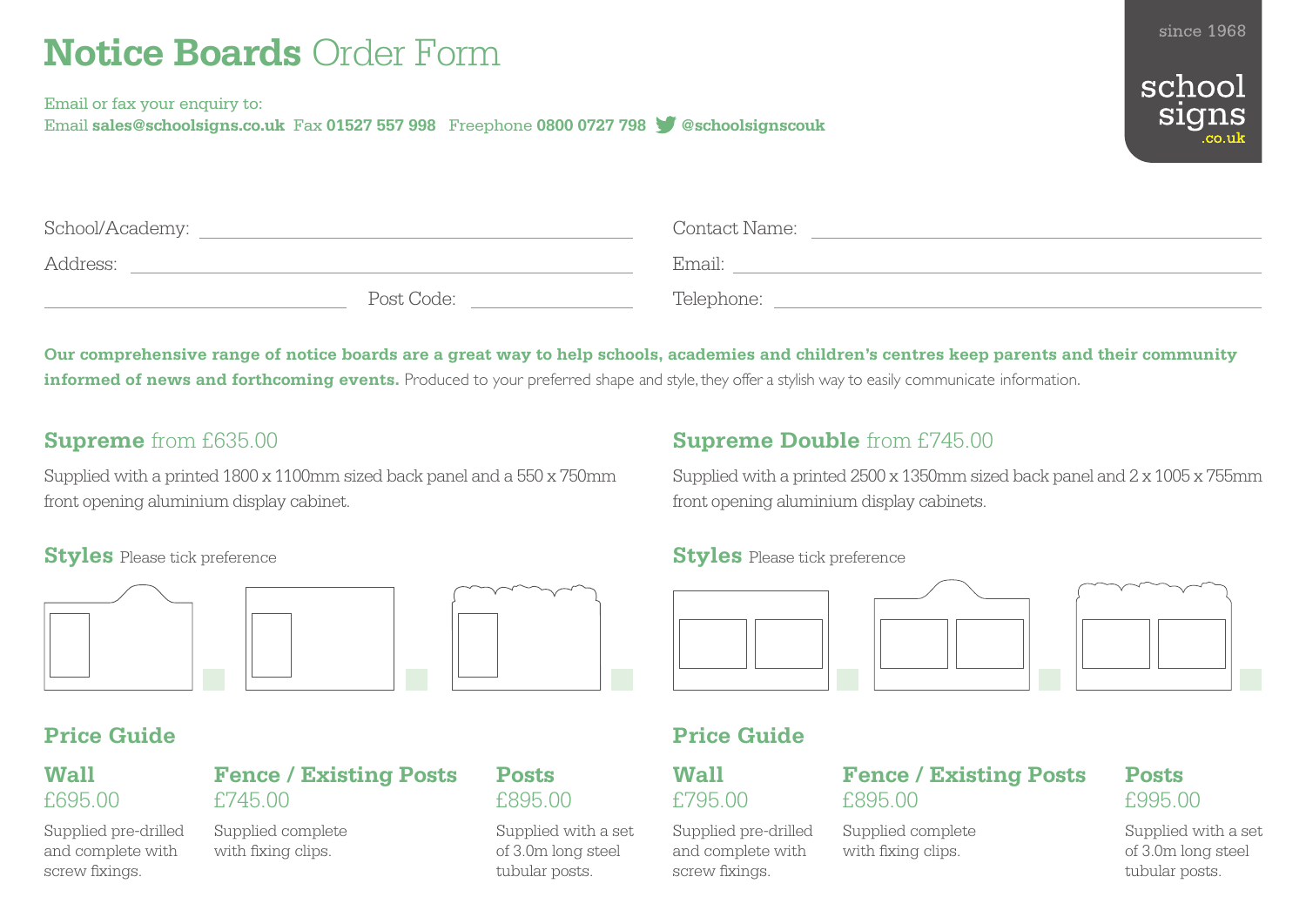# **Notice Boards** Order Form

Email or fax your enquiry to:
Email **sales@schoolsigns.co.uk** Fax **01527 557 998** Freephone **0800 0727 798** **@schoolsignscouk**

since 1968

school signs .co.uk

School/Academy: ______________________

Address: ______________________

______________ Post Code: ______________

Contact Name: ______________________

Email: ______________________

Telephone: ______________________

**Our comprehensive range of notice boards are a great way to help schools, academies and children's centres keep parents and their community informed of news and forthcoming events.** Produced to your preferred shape and style, they offer a stylish way to easily communicate information.

## **Supreme** from £635.00

Supplied with a printed 1800 x 1100mm sized back panel and a 550 x 750mm front opening aluminium display cabinet.

### **Styles** Please tick preference

☐ ☐ ☐

### Price Guide

**Wall**
£695.00
Supplied pre-drilled and complete with screw fixings.

**Fence / Existing Posts**
£745.00
Supplied complete with fixing clips.

**Posts**
£895.00
Supplied with a set of 3.0m long steel tubular posts.

## **Supreme Double** from £745.00

Supplied with a printed 2500 x 1350mm sized back panel and 2 x 1005 x 755mm front opening aluminium display cabinets.

### **Styles** Please tick preference

☐ ☐ ☐

### Price Guide

**Wall**
£795.00
Supplied pre-drilled and complete with screw fixings.

**Fence / Existing Posts**
£895.00
Supplied complete with fixing clips.

**Posts**
£995.00
Supplied with a set of 3.0m long steel tubular posts.